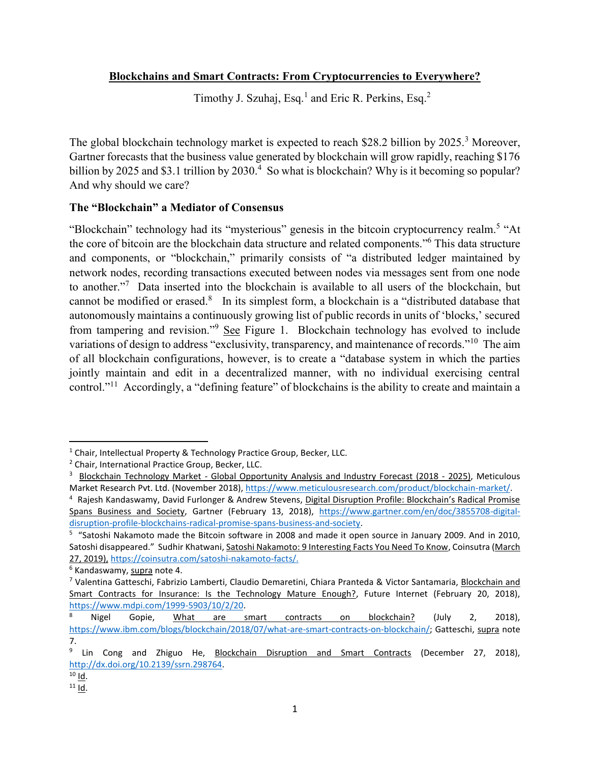# Blockchains and Smart Contracts: From Cryptocurrencies to Everywhere?

Timothy J. Szuhaj, Esq.[1] and Eric R. Perkins, Esq.[2]

The global blockchain technology market is expected to reach $28.2 billion by 2025.[3] Moreover, Gartner forecasts that the business value generated by blockchain will grow rapidly, reaching $176 billion by 2025 and $3.1 trillion by 2030.[4] So what is blockchain? Why is it becoming so popular? And why should we care?

## The "Blockchain" a Mediator of Consensus

"Blockchain" technology had its "mysterious" genesis in the bitcoin cryptocurrency realm.[5] "At the core of bitcoin are the blockchain data structure and related components."[6] This data structure and components, or "blockchain," primarily consists of "a distributed ledger maintained by network nodes, recording transactions executed between nodes via messages sent from one node to another."[7] Data inserted into the blockchain is available to all users of the blockchain, but cannot be modified or erased.[8] In its simplest form, a blockchain is a "distributed database that autonomously maintains a continuously growing list of public records in units of 'blocks,' secured from tampering and revision."[9] See Figure 1. Blockchain technology has evolved to include variations of design to address "exclusivity, transparency, and maintenance of records."[10] The aim of all blockchain configurations, however, is to create a "database system in which the parties jointly maintain and edit in a decentralized manner, with no individual exercising central control."[11] Accordingly, a "defining feature" of blockchains is the ability to create and maintain a

---

[1] Chair, Intellectual Property & Technology Practice Group, Becker, LLC.

[2] Chair, International Practice Group, Becker, LLC.

[3] Blockchain Technology Market - Global Opportunity Analysis and Industry Forecast (2018 - 2025), Meticulous Market Research Pvt. Ltd. (November 2018), https://www.meticulousresearch.com/product/blockchain-market/.

[4] Rajesh Kandaswamy, David Furlonger & Andrew Stevens, Digital Disruption Profile: Blockchain's Radical Promise Spans Business and Society, Gartner (February 13, 2018), https://www.gartner.com/en/doc/3855708-digital-disruption-profile-blockchains-radical-promise-spans-business-and-society.

[5] "Satoshi Nakamoto made the Bitcoin software in 2008 and made it open source in January 2009. And in 2010, Satoshi disappeared." Sudhir Khatwani, Satoshi Nakamoto: 9 Interesting Facts You Need To Know, Coinsutra (March 27, 2019), https://coinsutra.com/satoshi-nakamoto-facts/.

[6] Kandaswamy, supra note 4.

[7] Valentina Gatteschi, Fabrizio Lamberti, Claudio Demaretini, Chiara Pranteda & Victor Santamaria, Blockchain and Smart Contracts for Insurance: Is the Technology Mature Enough?, Future Internet (February 20, 2018), https://www.mdpi.com/1999-5903/10/2/20.

[8] Nigel Gopie, What are smart contracts on blockchain? (July 2, 2018), https://www.ibm.com/blogs/blockchain/2018/07/what-are-smart-contracts-on-blockchain/; Gatteschi, supra note 7.

[9] Lin Cong and Zhiguo He, Blockchain Disruption and Smart Contracts (December 27, 2018), http://dx.doi.org/10.2139/ssrn.298764.

[10] Id.

[11] Id.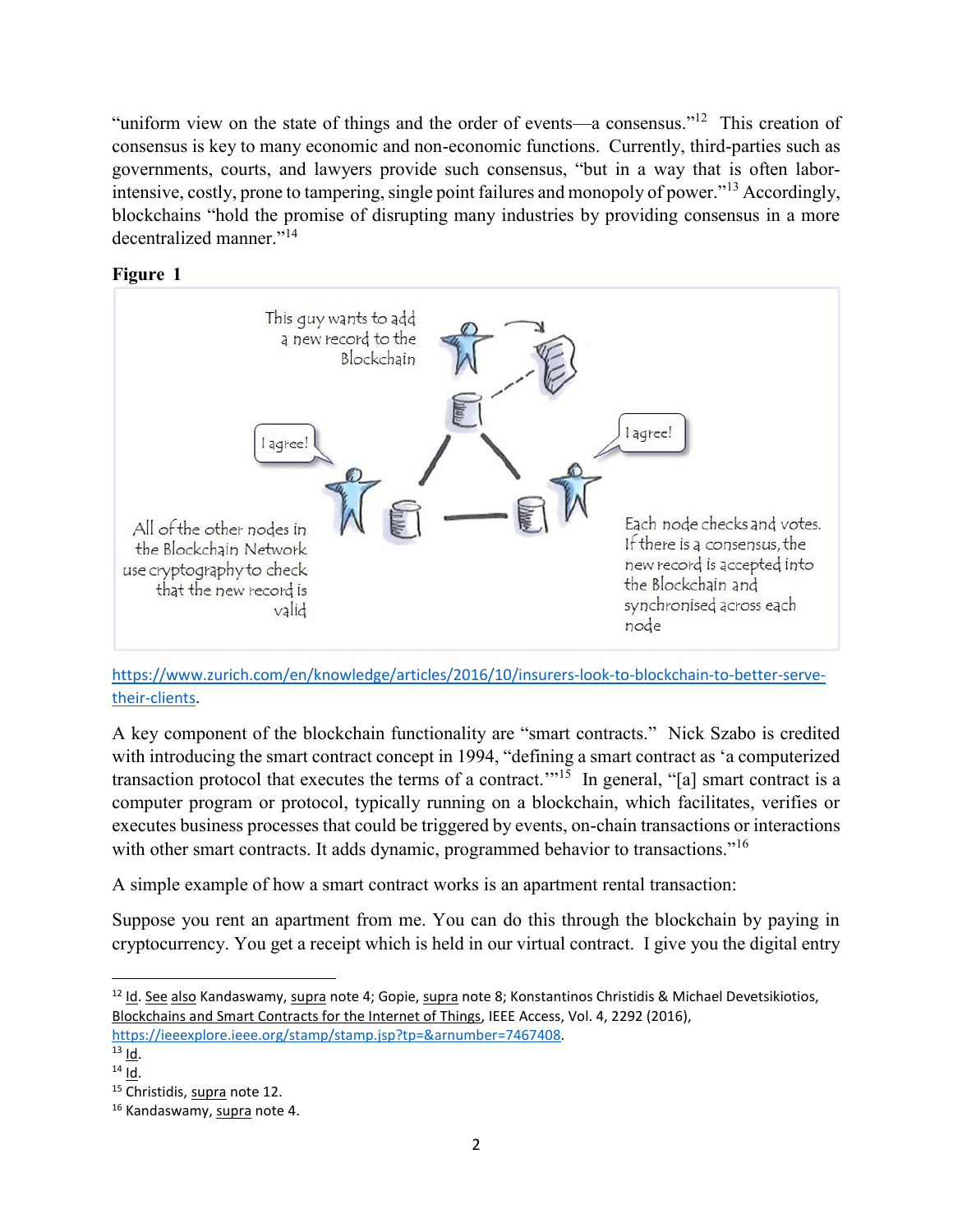"uniform view on the state of things and the order of events—a consensus."[12] This creation of consensus is key to many economic and non-economic functions. Currently, third-parties such as governments, courts, and lawyers provide such consensus, "but in a way that is often labor-intensive, costly, prone to tampering, single point failures and monopoly of power."[13] Accordingly, blockchains "hold the promise of disrupting many industries by providing consensus in a more decentralized manner."[14]

**Figure 1**

https://www.zurich.com/en/knowledge/articles/2016/10/insurers-look-to-blockchain-to-better-serve-their-clients.

A key component of the blockchain functionality are "smart contracts." Nick Szabo is credited with introducing the smart contract concept in 1994, "defining a smart contract as 'a computerized transaction protocol that executes the terms of a contract.'"[15] In general, "[a] smart contract is a computer program or protocol, typically running on a blockchain, which facilitates, verifies or executes business processes that could be triggered by events, on-chain transactions or interactions with other smart contracts. It adds dynamic, programmed behavior to transactions."[16]

A simple example of how a smart contract works is an apartment rental transaction:

Suppose you rent an apartment from me. You can do this through the blockchain by paying in cryptocurrency. You get a receipt which is held in our virtual contract. I give you the digital entry

---

[12] Id. See also Kandaswamy, supra note 4; Gopie, supra note 8; Konstantinos Christidis & Michael Devetsikiotios, Blockchains and Smart Contracts for the Internet of Things, IEEE Access, Vol. 4, 2292 (2016), https://ieeexplore.ieee.org/stamp/stamp.jsp?tp=&arnumber=7467408.

[13] Id.

[14] Id.

[15] Christidis, supra note 12.

[16] Kandaswamy, supra note 4.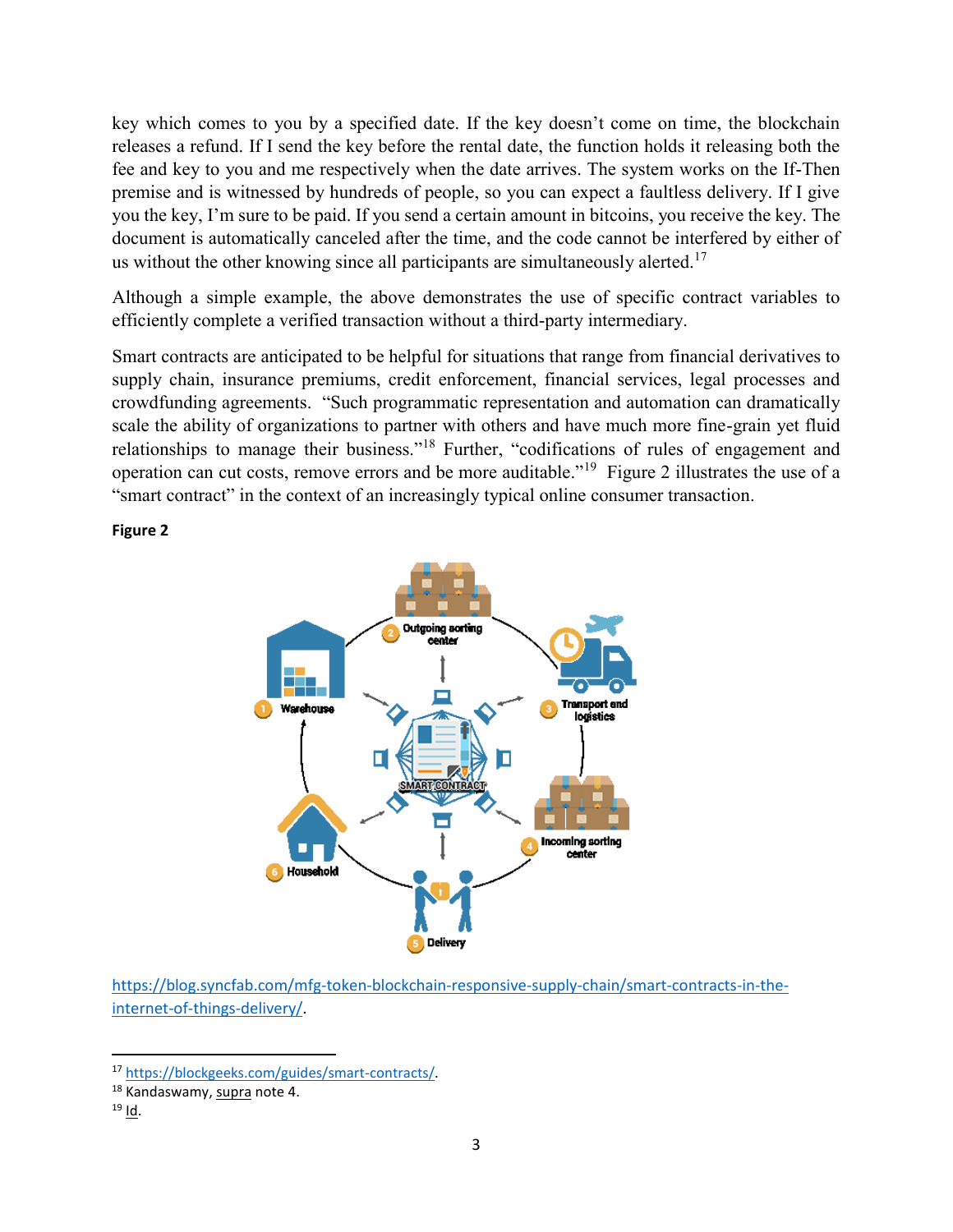key which comes to you by a specified date. If the key doesn't come on time, the blockchain releases a refund. If I send the key before the rental date, the function holds it releasing both the fee and key to you and me respectively when the date arrives. The system works on the If-Then premise and is witnessed by hundreds of people, so you can expect a faultless delivery. If I give you the key, I'm sure to be paid. If you send a certain amount in bitcoins, you receive the key. The document is automatically canceled after the time, and the code cannot be interfered by either of us without the other knowing since all participants are simultaneously alerted.[17]

Although a simple example, the above demonstrates the use of specific contract variables to efficiently complete a verified transaction without a third-party intermediary.

Smart contracts are anticipated to be helpful for situations that range from financial derivatives to supply chain, insurance premiums, credit enforcement, financial services, legal processes and crowdfunding agreements. "Such programmatic representation and automation can dramatically scale the ability of organizations to partner with others and have much more fine-grain yet fluid relationships to manage their business."[18] Further, "codifications of rules of engagement and operation can cut costs, remove errors and be more auditable."[19] Figure 2 illustrates the use of a "smart contract" in the context of an increasingly typical online consumer transaction.

**Figure 2**

https://blog.syncfab.com/mfg-token-blockchain-responsive-supply-chain/smart-contracts-in-the-internet-of-things-delivery/.

---

[17] https://blockgeeks.com/guides/smart-contracts/.

[18] Kandaswamy, supra note 4.

[19] Id.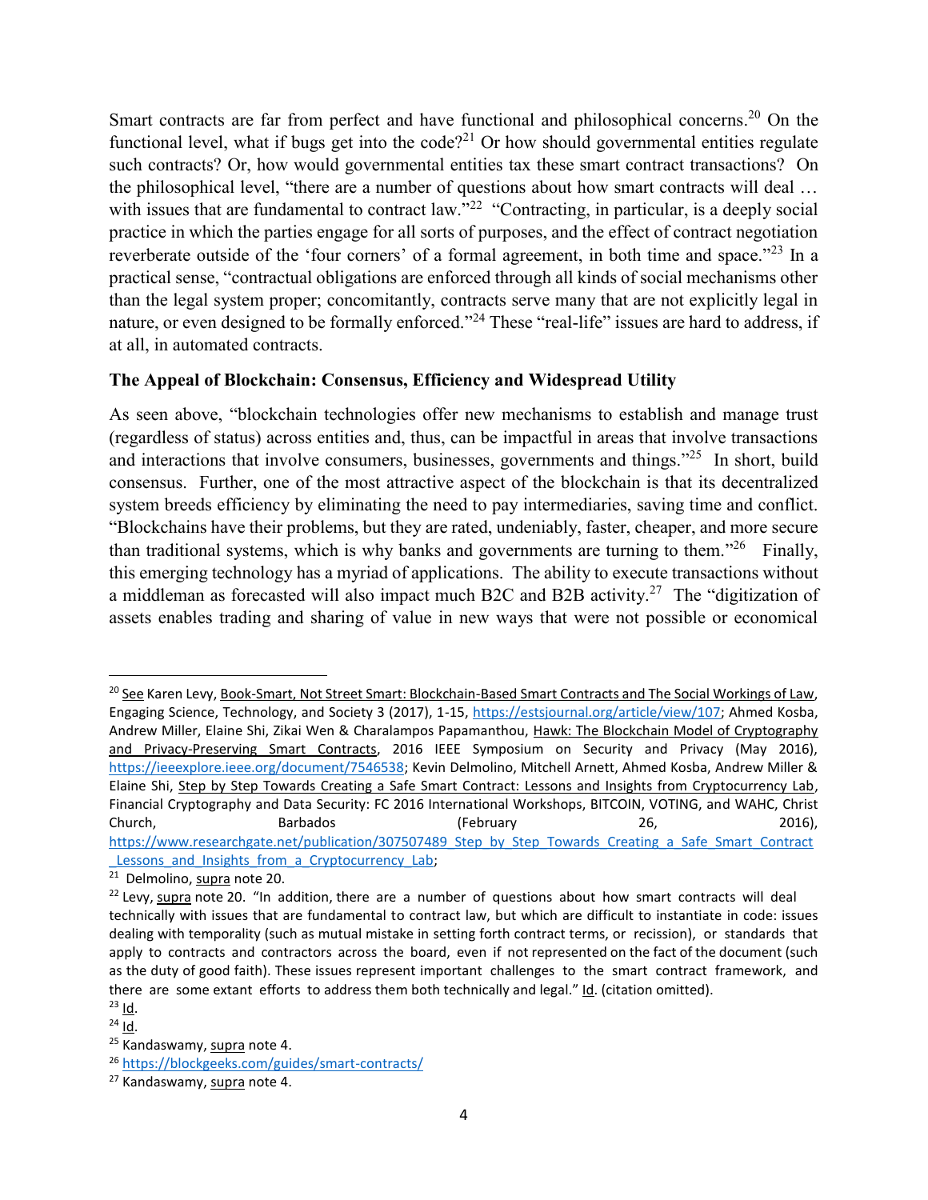Smart contracts are far from perfect and have functional and philosophical concerns.[20] On the functional level, what if bugs get into the code?[21] Or how should governmental entities regulate such contracts? Or, how would governmental entities tax these smart contract transactions? On the philosophical level, "there are a number of questions about how smart contracts will deal … with issues that are fundamental to contract law."[22] "Contracting, in particular, is a deeply social practice in which the parties engage for all sorts of purposes, and the effect of contract negotiation reverberate outside of the 'four corners' of a formal agreement, in both time and space."[23] In a practical sense, "contractual obligations are enforced through all kinds of social mechanisms other than the legal system proper; concomitantly, contracts serve many that are not explicitly legal in nature, or even designed to be formally enforced."[24] These "real-life" issues are hard to address, if at all, in automated contracts.

### The Appeal of Blockchain: Consensus, Efficiency and Widespread Utility

As seen above, "blockchain technologies offer new mechanisms to establish and manage trust (regardless of status) across entities and, thus, can be impactful in areas that involve transactions and interactions that involve consumers, businesses, governments and things."[25] In short, build consensus. Further, one of the most attractive aspect of the blockchain is that its decentralized system breeds efficiency by eliminating the need to pay intermediaries, saving time and conflict. "Blockchains have their problems, but they are rated, undeniably, faster, cheaper, and more secure than traditional systems, which is why banks and governments are turning to them."[26] Finally, this emerging technology has a myriad of applications. The ability to execute transactions without a middleman as forecasted will also impact much B2C and B2B activity.[27] The "digitization of assets enables trading and sharing of value in new ways that were not possible or economical

---

[20] See Karen Levy, Book-Smart, Not Street Smart: Blockchain-Based Smart Contracts and The Social Workings of Law, Engaging Science, Technology, and Society 3 (2017), 1-15, https://estsjournal.org/article/view/107; Ahmed Kosba, Andrew Miller, Elaine Shi, Zikai Wen & Charalampos Papamanthou, Hawk: The Blockchain Model of Cryptography and Privacy-Preserving Smart Contracts, 2016 IEEE Symposium on Security and Privacy (May 2016), https://ieeexplore.ieee.org/document/7546538; Kevin Delmolino, Mitchell Arnett, Ahmed Kosba, Andrew Miller & Elaine Shi, Step by Step Towards Creating a Safe Smart Contract: Lessons and Insights from Cryptocurrency Lab, Financial Cryptography and Data Security: FC 2016 International Workshops, BITCOIN, VOTING, and WAHC, Christ Church, Barbados (February 26, 2016), https://www.researchgate.net/publication/307507489_Step_by_Step_Towards_Creating_a_Safe_Smart_Contract_Lessons_and_Insights_from_a_Cryptocurrency_Lab;

[21] Delmolino, supra note 20.

[22] Levy, supra note 20. "In addition, there are a number of questions about how smart contracts will deal technically with issues that are fundamental to contract law, but which are difficult to instantiate in code: issues dealing with temporality (such as mutual mistake in setting forth contract terms, or recission), or standards that apply to contracts and contractors across the board, even if not represented on the fact of the document (such as the duty of good faith). These issues represent important challenges to the smart contract framework, and there are some extant efforts to address them both technically and legal." Id. (citation omitted).

[23] Id.

[24] Id.

[25] Kandaswamy, supra note 4.

[26] https://blockgeeks.com/guides/smart-contracts/

[27] Kandaswamy, supra note 4.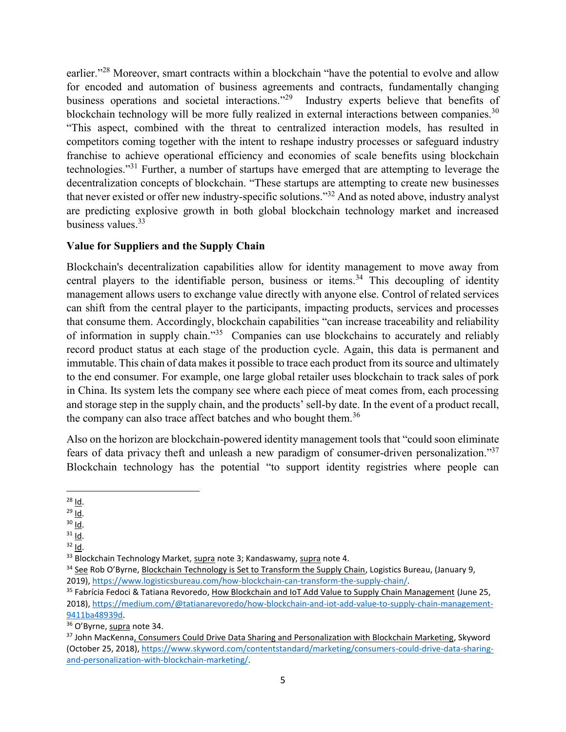earlier."[28] Moreover, smart contracts within a blockchain "have the potential to evolve and allow for encoded and automation of business agreements and contracts, fundamentally changing business operations and societal interactions."[29] Industry experts believe that benefits of blockchain technology will be more fully realized in external interactions between companies.[30] "This aspect, combined with the threat to centralized interaction models, has resulted in competitors coming together with the intent to reshape industry processes or safeguard industry franchise to achieve operational efficiency and economies of scale benefits using blockchain technologies."[31] Further, a number of startups have emerged that are attempting to leverage the decentralization concepts of blockchain. "These startups are attempting to create new businesses that never existed or offer new industry-specific solutions."[32] And as noted above, industry analyst are predicting explosive growth in both global blockchain technology market and increased business values.[33]

**Value for Suppliers and the Supply Chain**

Blockchain's decentralization capabilities allow for identity management to move away from central players to the identifiable person, business or items.[34] This decoupling of identity management allows users to exchange value directly with anyone else. Control of related services can shift from the central player to the participants, impacting products, services and processes that consume them. Accordingly, blockchain capabilities "can increase traceability and reliability of information in supply chain."[35] Companies can use blockchains to accurately and reliably record product status at each stage of the production cycle. Again, this data is permanent and immutable. This chain of data makes it possible to trace each product from its source and ultimately to the end consumer. For example, one large global retailer uses blockchain to track sales of pork in China. Its system lets the company see where each piece of meat comes from, each processing and storage step in the supply chain, and the products' sell-by date. In the event of a product recall, the company can also trace affect batches and who bought them.[36]

Also on the horizon are blockchain-powered identity management tools that "could soon eliminate fears of data privacy theft and unleash a new paradigm of consumer-driven personalization."[37] Blockchain technology has the potential "to support identity registries where people can

---

[28] Id.

[29] Id.

[30] Id.

[31] Id.

[32] Id.

[33] Blockchain Technology Market, supra note 3; Kandaswamy, supra note 4.

[34] See Rob O'Byrne, Blockchain Technology is Set to Transform the Supply Chain, Logistics Bureau, (January 9, 2019), https://www.logisticsbureau.com/how-blockchain-can-transform-the-supply-chain/.

[35] Fabrícia Fedoci & Tatiana Revoredo, How Blockchain and IoT Add Value to Supply Chain Management (June 25, 2018), https://medium.com/@tatianarevoredo/how-blockchain-and-iot-add-value-to-supply-chain-management-9411ba48939d.

[36] O'Byrne, supra note 34.

[37] John MacKenna, Consumers Could Drive Data Sharing and Personalization with Blockchain Marketing, Skyword (October 25, 2018), https://www.skyword.com/contentstandard/marketing/consumers-could-drive-data-sharing-and-personalization-with-blockchain-marketing/.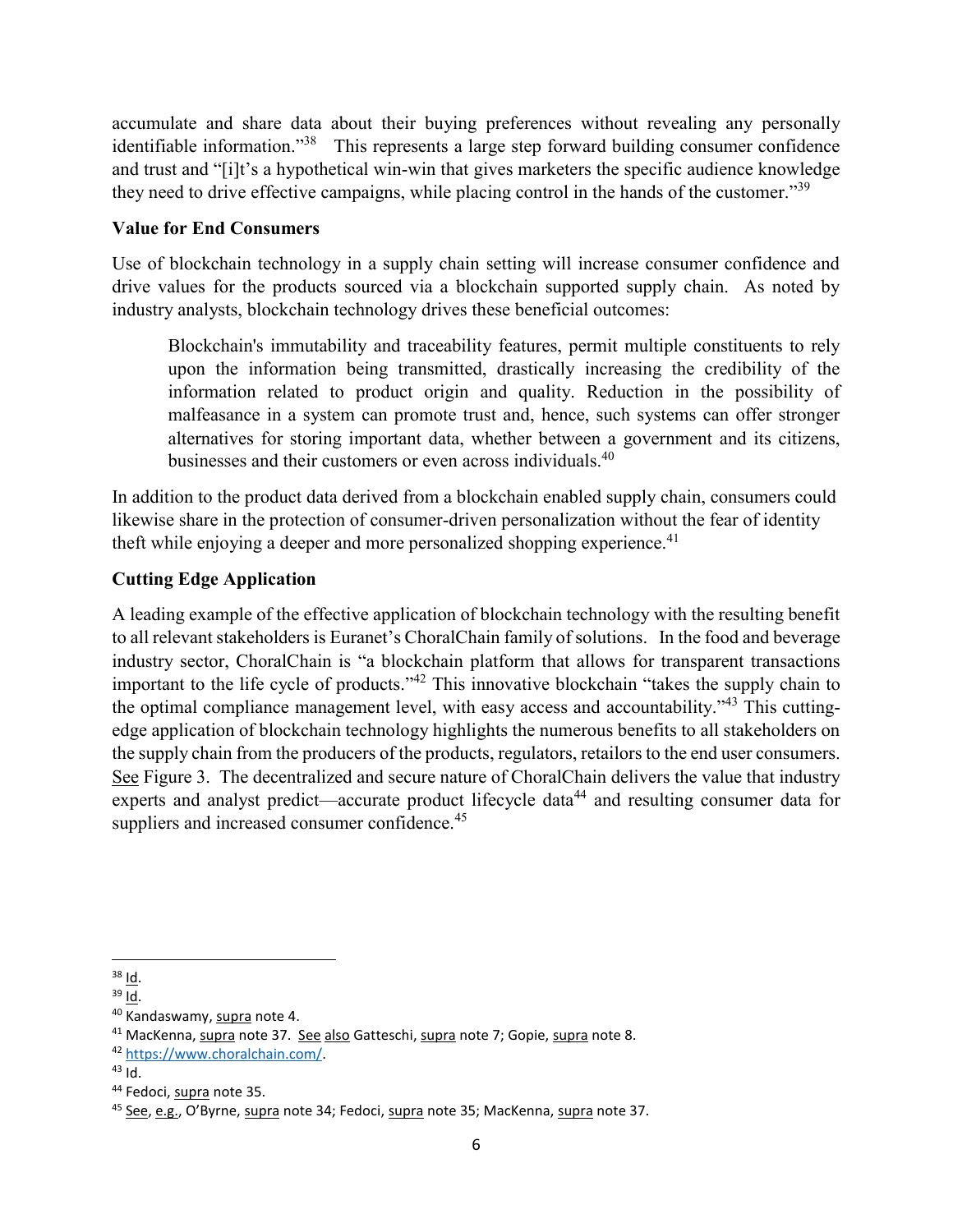accumulate and share data about their buying preferences without revealing any personally identifiable information."[38] This represents a large step forward building consumer confidence and trust and "[i]t's a hypothetical win-win that gives marketers the specific audience knowledge they need to drive effective campaigns, while placing control in the hands of the customer."[39]

**Value for End Consumers**

Use of blockchain technology in a supply chain setting will increase consumer confidence and drive values for the products sourced via a blockchain supported supply chain. As noted by industry analysts, blockchain technology drives these beneficial outcomes:

> Blockchain's immutability and traceability features, permit multiple constituents to rely upon the information being transmitted, drastically increasing the credibility of the information related to product origin and quality. Reduction in the possibility of malfeasance in a system can promote trust and, hence, such systems can offer stronger alternatives for storing important data, whether between a government and its citizens, businesses and their customers or even across individuals.[40]

In addition to the product data derived from a blockchain enabled supply chain, consumers could likewise share in the protection of consumer-driven personalization without the fear of identity theft while enjoying a deeper and more personalized shopping experience.[41]

**Cutting Edge Application**

A leading example of the effective application of blockchain technology with the resulting benefit to all relevant stakeholders is Euranet's ChoralChain family of solutions. In the food and beverage industry sector, ChoralChain is "a blockchain platform that allows for transparent transactions important to the life cycle of products."[42] This innovative blockchain "takes the supply chain to the optimal compliance management level, with easy access and accountability."[43] This cutting-edge application of blockchain technology highlights the numerous benefits to all stakeholders on the supply chain from the producers of the products, regulators, retailors to the end user consumers. See Figure 3. The decentralized and secure nature of ChoralChain delivers the value that industry experts and analyst predict—accurate product lifecycle data[44] and resulting consumer data for suppliers and increased consumer confidence.[45]

---

[38] Id.

[39] Id.

[40] Kandaswamy, supra note 4.

[41] MacKenna, supra note 37. See also Gatteschi, supra note 7; Gopie, supra note 8.

[42] https://www.choralchain.com/.

[43] Id.

[44] Fedoci, supra note 35.

[45] See, e.g., O'Byrne, supra note 34; Fedoci, supra note 35; MacKenna, supra note 37.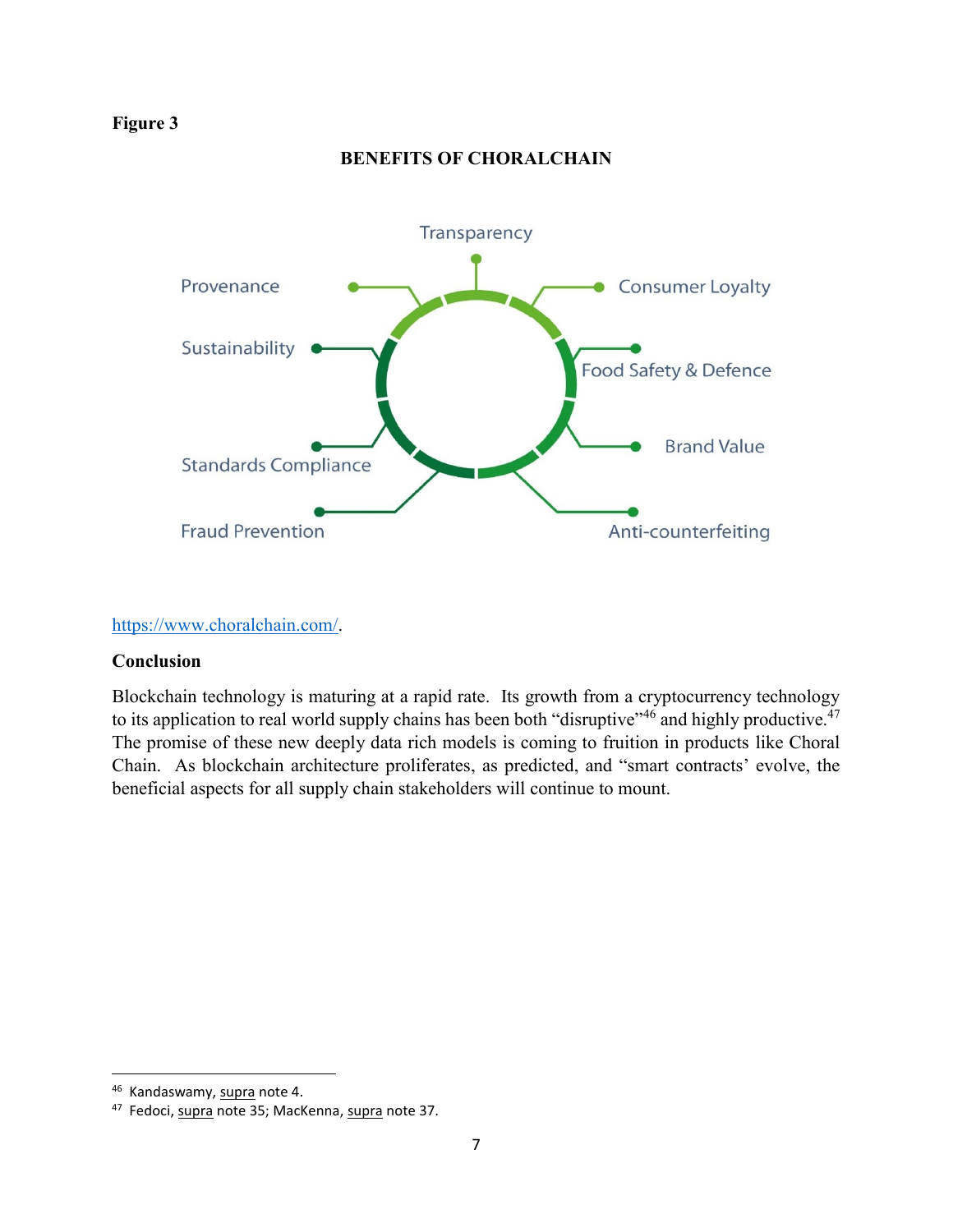**Figure 3**

**BENEFITS OF CHORALCHAIN**

Transparency

Provenance

Consumer Loyalty

Sustainability

Food Safety & Defence

Brand Value

Standards Compliance

Fraud Prevention

Anti-counterfeiting

https://www.choralchain.com/.

**Conclusion**

Blockchain technology is maturing at a rapid rate. Its growth from a cryptocurrency technology to its application to real world supply chains has been both "disruptive"[46] and highly productive.[47] The promise of these new deeply data rich models is coming to fruition in products like Choral Chain. As blockchain architecture proliferates, as predicted, and "smart contracts' evolve, the beneficial aspects for all supply chain stakeholders will continue to mount.

---

[46] Kandaswamy, supra note 4.

[47] Fedoci, supra note 35; MacKenna, supra note 37.